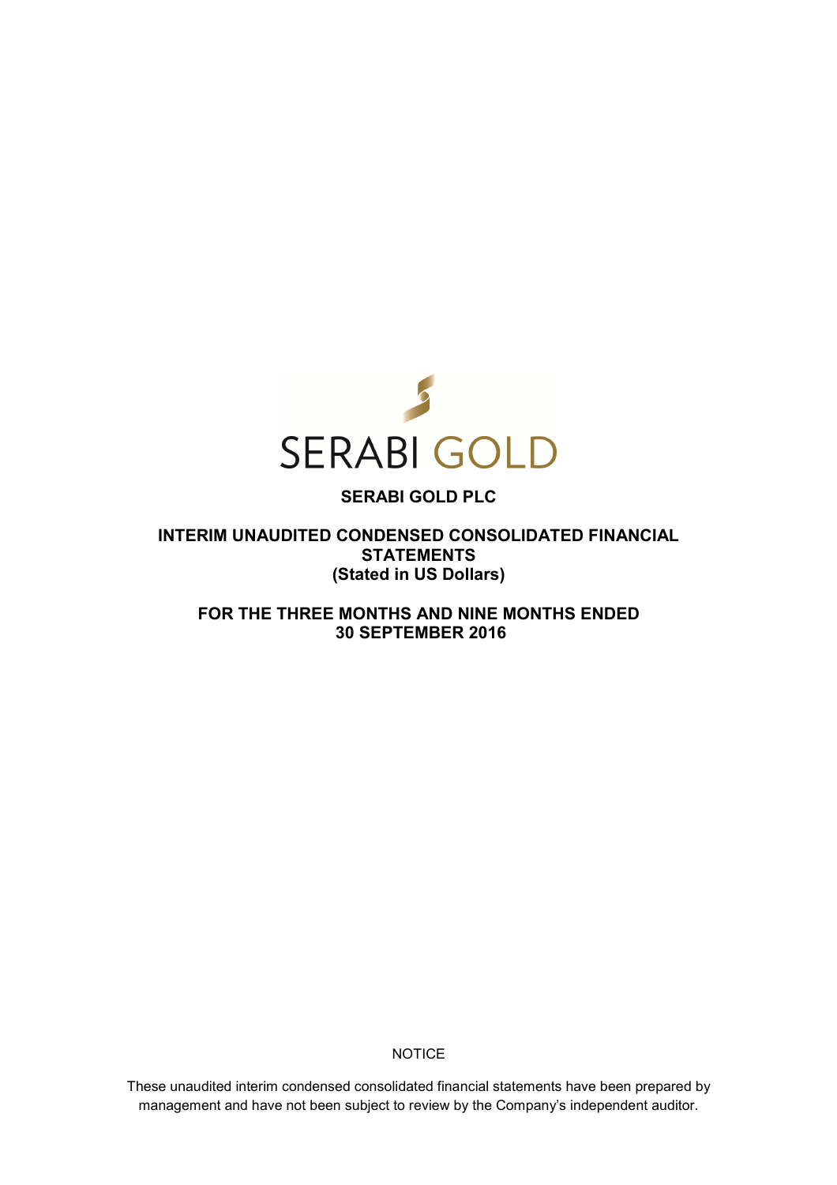SERABI GOLD

# SERABI GOLD PLC

## INTERIM UNAUDITED CONDENSED CONSOLIDATED FINANCIAL STATEMENTS
## (Stated in US Dollars)

## FOR THE THREE MONTHS AND NINE MONTHS ENDED 30 SEPTEMBER 2016

NOTICE

These unaudited interim condensed consolidated financial statements have been prepared by management and have not been subject to review by the Company's independent auditor.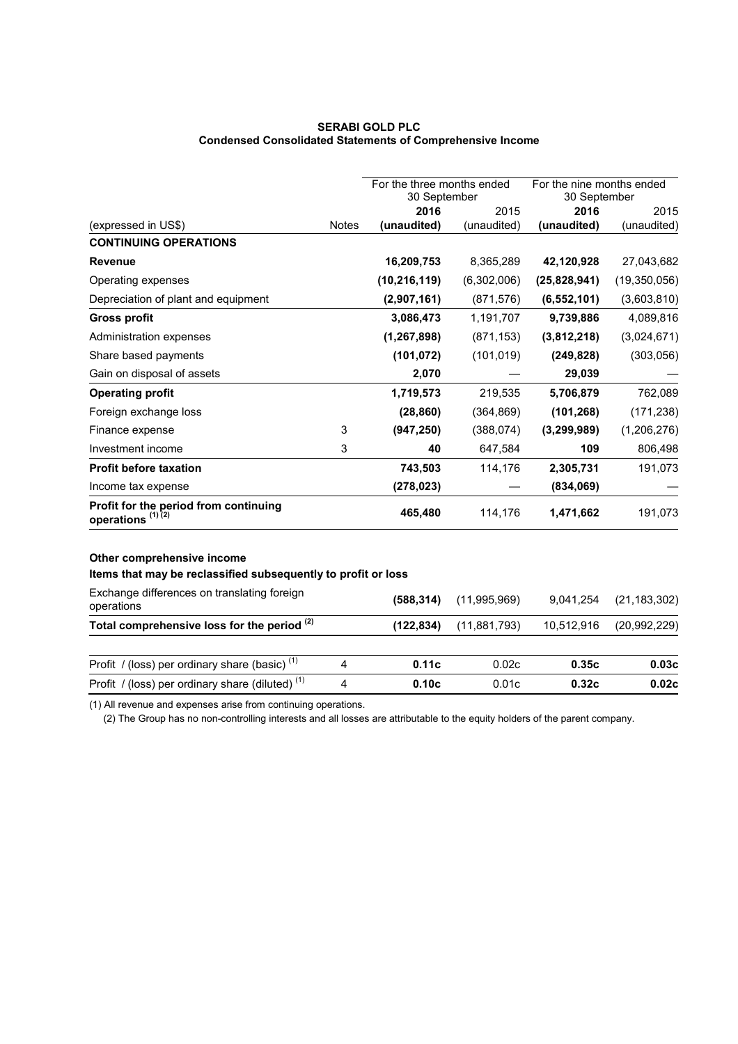**SERABI GOLD PLC**
**Condensed Consolidated Statements of Comprehensive Income**

| | | For the three months ended 30 September | | For the nine months ended 30 September | |
|---|---|---|---|---|---|
| (expressed in US$) | Notes | **2016 (unaudited)** | 2015 (unaudited) | **2016 (unaudited)** | 2015 (unaudited) |
| **CONTINUING OPERATIONS** | | | | | |
| **Revenue** | | **16,209,753** | 8,365,289 | **42,120,928** | 27,043,682 |
| Operating expenses | | **(10,216,119)** | (6,302,006) | **(25,828,941)** | (19,350,056) |
| Depreciation of plant and equipment | | **(2,907,161)** | (871,576) | **(6,552,101)** | (3,603,810) |
| **Gross profit** | | **3,086,473** | 1,191,707 | **9,739,886** | 4,089,816 |
| Administration expenses | | **(1,267,898)** | (871,153) | **(3,812,218)** | (3,024,671) |
| Share based payments | | **(101,072)** | (101,019) | **(249,828)** | (303,056) |
| Gain on disposal of assets | | **2,070** | — | **29,039** | — |
| **Operating profit** | | **1,719,573** | 219,535 | **5,706,879** | 762,089 |
| Foreign exchange loss | | **(28,860)** | (364,869) | **(101,268)** | (171,238) |
| Finance expense | 3 | **(947,250)** | (388,074) | **(3,299,989)** | (1,206,276) |
| Investment income | 3 | **40** | 647,584 | **109** | 806,498 |
| **Profit before taxation** | | **743,503** | 114,176 | **2,305,731** | 191,073 |
| Income tax expense | | **(278,023)** | — | **(834,069)** | — |
| **Profit for the period from continuing operations (1) (2)** | | **465,480** | 114,176 | **1,471,662** | 191,073 |
| | | | | | |
| **Other comprehensive income** | | | | | |
| **Items that may be reclassified subsequently to profit or loss** | | | | | |
| Exchange differences on translating foreign operations | | **(588,314)** | (11,995,969) | 9,041,254 | (21,183,302) |
| **Total comprehensive loss for the period (2)** | | **(122,834)** | (11,881,793) | 10,512,916 | (20,992,229) |
| | | | | | |
| Profit / (loss) per ordinary share (basic) (1) | 4 | **0.11c** | 0.02c | **0.35c** | **0.03c** |
| Profit / (loss) per ordinary share (diluted) (1) | 4 | **0.10c** | 0.01c | **0.32c** | **0.02c** |

(1) All revenue and expenses arise from continuing operations.

(2) The Group has no non-controlling interests and all losses are attributable to the equity holders of the parent company.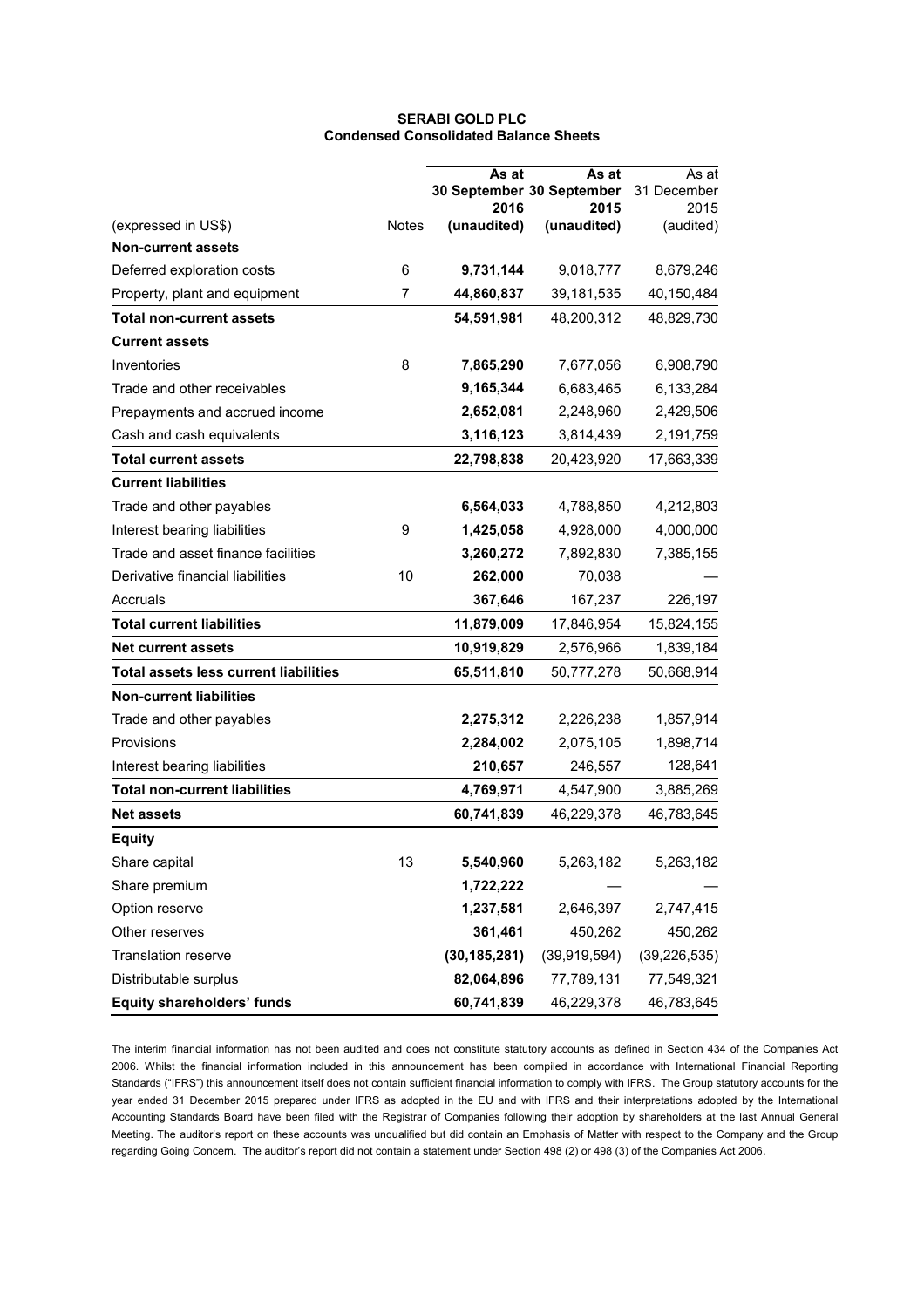**SERABI GOLD PLC**
**Condensed Consolidated Balance Sheets**

| (expressed in US$) | Notes | **As at 30 September 2016 (unaudited)** | As at 30 September 2015 (unaudited) | As at 31 December 2015 (audited) |
|---|---|---|---|---|
| **Non-current assets** | | | | |
| Deferred exploration costs | 6 | **9,731,144** | 9,018,777 | 8,679,246 |
| Property, plant and equipment | 7 | **44,860,837** | 39,181,535 | 40,150,484 |
| **Total non-current assets** | | **54,591,981** | 48,200,312 | 48,829,730 |
| **Current assets** | | | | |
| Inventories | 8 | **7,865,290** | 7,677,056 | 6,908,790 |
| Trade and other receivables | | **9,165,344** | 6,683,465 | 6,133,284 |
| Prepayments and accrued income | | **2,652,081** | 2,248,960 | 2,429,506 |
| Cash and cash equivalents | | **3,116,123** | 3,814,439 | 2,191,759 |
| **Total current assets** | | **22,798,838** | 20,423,920 | 17,663,339 |
| **Current liabilities** | | | | |
| Trade and other payables | | **6,564,033** | 4,788,850 | 4,212,803 |
| Interest bearing liabilities | 9 | **1,425,058** | 4,928,000 | 4,000,000 |
| Trade and asset finance facilities | | **3,260,272** | 7,892,830 | 7,385,155 |
| Derivative financial liabilities | 10 | **262,000** | 70,038 | — |
| Accruals | | **367,646** | 167,237 | 226,197 |
| **Total current liabilities** | | **11,879,009** | 17,846,954 | 15,824,155 |
| **Net current assets** | | **10,919,829** | 2,576,966 | 1,839,184 |
| **Total assets less current liabilities** | | **65,511,810** | 50,777,278 | 50,668,914 |
| **Non-current liabilities** | | | | |
| Trade and other payables | | **2,275,312** | 2,226,238 | 1,857,914 |
| Provisions | | **2,284,002** | 2,075,105 | 1,898,714 |
| Interest bearing liabilities | | **210,657** | 246,557 | 128,641 |
| **Total non-current liabilities** | | **4,769,971** | 4,547,900 | 3,885,269 |
| **Net assets** | | **60,741,839** | 46,229,378 | 46,783,645 |
| **Equity** | | | | |
| Share capital | 13 | **5,540,960** | 5,263,182 | 5,263,182 |
| Share premium | | **1,722,222** | — | — |
| Option reserve | | **1,237,581** | 2,646,397 | 2,747,415 |
| Other reserves | | **361,461** | 450,262 | 450,262 |
| Translation reserve | | **(30,185,281)** | (39,919,594) | (39,226,535) |
| Distributable surplus | | **82,064,896** | 77,789,131 | 77,549,321 |
| **Equity shareholders' funds** | | **60,741,839** | 46,229,378 | 46,783,645 |

The interim financial information has not been audited and does not constitute statutory accounts as defined in Section 434 of the Companies Act 2006. Whilst the financial information included in this announcement has been compiled in accordance with International Financial Reporting Standards ("IFRS") this announcement itself does not contain sufficient financial information to comply with IFRS. The Group statutory accounts for the year ended 31 December 2015 prepared under IFRS as adopted in the EU and with IFRS and their interpretations adopted by the International Accounting Standards Board have been filed with the Registrar of Companies following their adoption by shareholders at the last Annual General Meeting. The auditor's report on these accounts was unqualified but did contain an Emphasis of Matter with respect to the Company and the Group regarding Going Concern. The auditor's report did not contain a statement under Section 498 (2) or 498 (3) of the Companies Act 2006.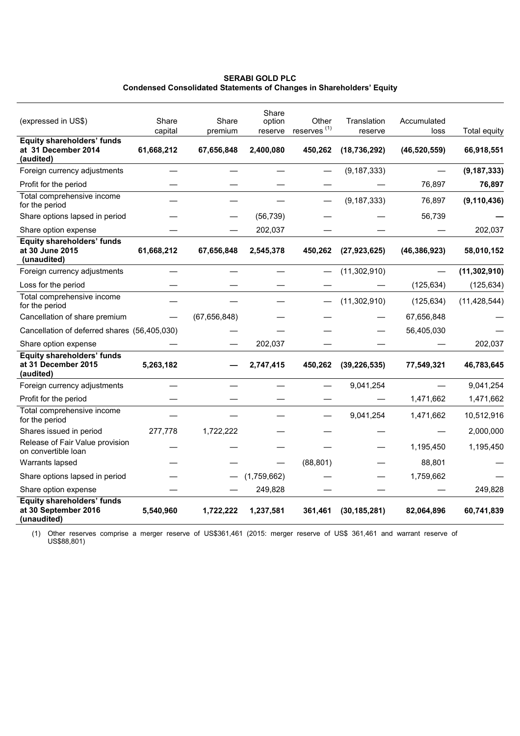**SERABI GOLD PLC**
**Condensed Consolidated Statements of Changes in Shareholders' Equity**

| (expressed in US$) | Share capital | Share premium | Share option reserve | Other reserves [(1)] | Translation reserve | Accumulated loss | Total equity |
|---|---|---|---|---|---|---|---|
| **Equity shareholders' funds at 31 December 2014 (audited)** | **61,668,212** | **67,656,848** | **2,400,080** | **450,262** | **(18,736,292)** | **(46,520,559)** | **66,918,551** |
| Foreign currency adjustments | — | — | — | — | (9,187,333) | — | **(9,187,333)** |
| Profit for the period | — | — | — | — | — | 76,897 | **76,897** |
| Total comprehensive income for the period | — | — | — | — | (9,187,333) | 76,897 | **(9,110,436)** |
| Share options lapsed in period | — | — | (56,739) | — | — | 56,739 | **—** |
| Share option expense | — | — | 202,037 | — | — | — | 202,037 |
| **Equity shareholders' funds at 30 June 2015 (unaudited)** | **61,668,212** | **67,656,848** | **2,545,378** | **450,262** | **(27,923,625)** | **(46,386,923)** | **58,010,152** |
| Foreign currency adjustments | — | — | — | — | (11,302,910) | — | **(11,302,910)** |
| Loss for the period | — | — | — | — | — | (125,634) | (125,634) |
| Total comprehensive income for the period | — | — | — | — | (11,302,910) | (125,634) | (11,428,544) |
| Cancellation of share premium | — | (67,656,848) | — | — | — | 67,656,848 | — |
| Cancellation of deferred shares | (56,405,030) | — | — | — | — | 56,405,030 | — |
| Share option expense | — | — | 202,037 | — | — | — | 202,037 |
| **Equity shareholders' funds at 31 December 2015 (audited)** | **5,263,182** | **—** | **2,747,415** | **450,262** | **(39,226,535)** | **77,549,321** | **46,783,645** |
| Foreign currency adjustments | — | — | — | — | 9,041,254 | — | 9,041,254 |
| Profit for the period | — | — | — | — | — | 1,471,662 | 1,471,662 |
| Total comprehensive income for the period | — | — | — | — | 9,041,254 | 1,471,662 | 10,512,916 |
| Shares issued in period | 277,778 | 1,722,222 | — | — | — | — | 2,000,000 |
| Release of Fair Value provision on convertible loan | — | — | — | — | — | 1,195,450 | 1,195,450 |
| Warrants lapsed | — | — | — | (88,801) | — | 88,801 | — |
| Share options lapsed in period | — | — | (1,759,662) | — | — | 1,759,662 | — |
| Share option expense | — | — | 249,828 | — | — | — | 249,828 |
| **Equity shareholders' funds at 30 September 2016 (unaudited)** | **5,540,960** | **1,722,222** | **1,237,581** | **361,461** | **(30,185,281)** | **82,064,896** | **60,741,839** |

(1) Other reserves comprise a merger reserve of US$361,461 (2015: merger reserve of US$ 361,461 and warrant reserve of US$88,801)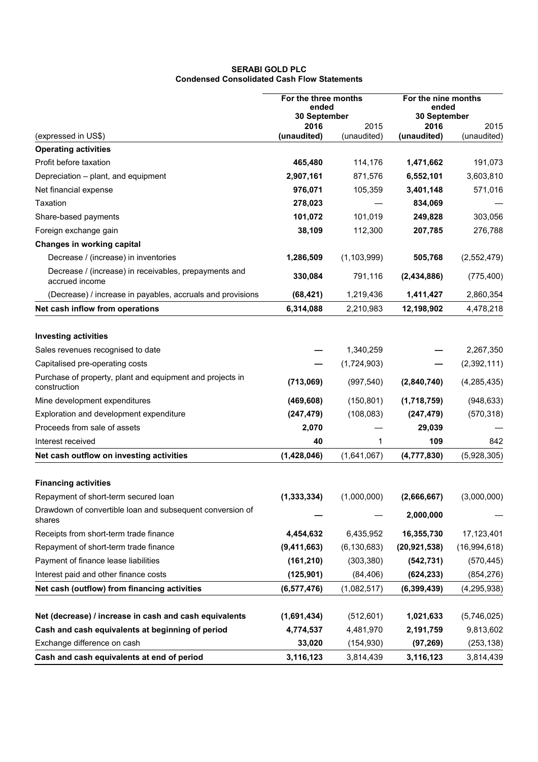**SERABI GOLD PLC**
**Condensed Consolidated Cash Flow Statements**

| (expressed in US$) | For the three months ended 30 September 2016 (unaudited) | For the three months ended 30 September 2015 (unaudited) | For the nine months ended 30 September 2016 (unaudited) | For the nine months ended 30 September 2015 (unaudited) |
|---|---|---|---|---|
| **Operating activities** | | | | |
| Profit before taxation | **465,480** | 114,176 | **1,471,662** | 191,073 |
| Depreciation – plant, and equipment | **2,907,161** | 871,576 | **6,552,101** | 3,603,810 |
| Net financial expense | **976,071** | 105,359 | **3,401,148** | 571,016 |
| Taxation | **278,023** | — | **834,069** | — |
| Share-based payments | **101,072** | 101,019 | **249,828** | 303,056 |
| Foreign exchange gain | **38,109** | 112,300 | **207,785** | 276,788 |
| **Changes in working capital** | | | | |
| Decrease / (increase) in inventories | **1,286,509** | (1,103,999) | **505,768** | (2,552,479) |
| Decrease / (increase) in receivables, prepayments and accrued income | **330,084** | 791,116 | **(2,434,886)** | (775,400) |
| (Decrease) / increase in payables, accruals and provisions | **(68,421)** | 1,219,436 | **1,411,427** | 2,860,354 |
| **Net cash inflow from operations** | **6,314,088** | 2,210,983 | **12,198,902** | 4,478,218 |
| | | | | |
| **Investing activities** | | | | |
| Sales revenues recognised to date | **—** | 1,340,259 | **—** | 2,267,350 |
| Capitalised pre-operating costs | **—** | (1,724,903) | **—** | (2,392,111) |
| Purchase of property, plant and equipment and projects in construction | **(713,069)** | (997,540) | **(2,840,740)** | (4,285,435) |
| Mine development expenditures | **(469,608)** | (150,801) | **(1,718,759)** | (948,633) |
| Exploration and development expenditure | **(247,479)** | (108,083) | **(247,479)** | (570,318) |
| Proceeds from sale of assets | **2,070** | — | **29,039** | — |
| Interest received | **40** | 1 | **109** | 842 |
| **Net cash outflow on investing activities** | **(1,428,046)** | (1,641,067) | **(4,777,830)** | (5,928,305) |
| | | | | |
| **Financing activities** | | | | |
| Repayment of short-term secured loan | **(1,333,334)** | (1,000,000) | **(2,666,667)** | (3,000,000) |
| Drawdown of convertible loan and subsequent conversion of shares | **—** | — | **2,000,000** | — |
| Receipts from short-term trade finance | **4,454,632** | 6,435,952 | **16,355,730** | 17,123,401 |
| Repayment of short-term trade finance | **(9,411,663)** | (6,130,683) | **(20,921,538)** | (16,994,618) |
| Payment of finance lease liabilities | **(161,210)** | (303,380) | **(542,731)** | (570,445) |
| Interest paid and other finance costs | **(125,901)** | (84,406) | **(624,233)** | (854,276) |
| **Net cash (outflow) from financing activities** | **(6,577,476)** | (1,082,517) | **(6,399,439)** | (4,295,938) |
| | | | | |
| **Net (decrease) / increase in cash and cash equivalents** | **(1,691,434)** | (512,601) | **1,021,633** | (5,746,025) |
| **Cash and cash equivalents at beginning of period** | **4,774,537** | 4,481,970 | **2,191,759** | 9,813,602 |
| Exchange difference on cash | **33,020** | (154,930) | **(97,269)** | (253,138) |
| **Cash and cash equivalents at end of period** | **3,116,123** | 3,814,439 | **3,116,123** | 3,814,439 |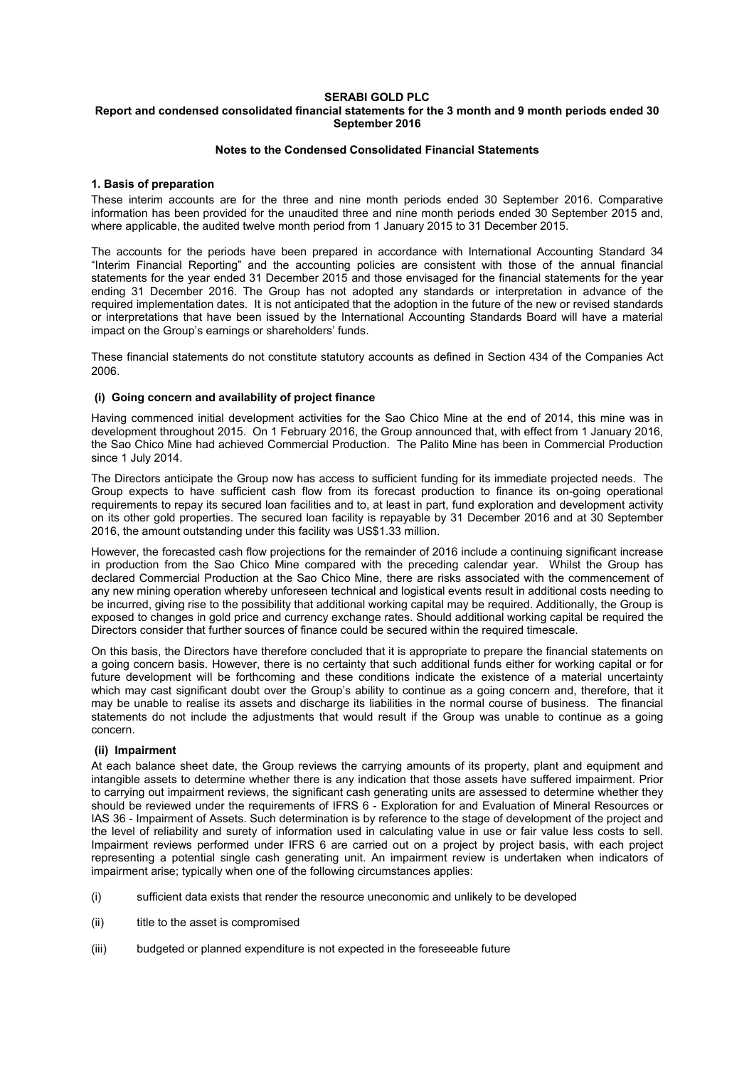**SERABI GOLD PLC**
**Report and condensed consolidated financial statements for the 3 month and 9 month periods ended 30 September 2016**

**Notes to the Condensed Consolidated Financial Statements**

## 1. Basis of preparation

These interim accounts are for the three and nine month periods ended 30 September 2016. Comparative information has been provided for the unaudited three and nine month periods ended 30 September 2015 and, where applicable, the audited twelve month period from 1 January 2015 to 31 December 2015.

The accounts for the periods have been prepared in accordance with International Accounting Standard 34 "Interim Financial Reporting" and the accounting policies are consistent with those of the annual financial statements for the year ended 31 December 2015 and those envisaged for the financial statements for the year ending 31 December 2016. The Group has not adopted any standards or interpretation in advance of the required implementation dates. It is not anticipated that the adoption in the future of the new or revised standards or interpretations that have been issued by the International Accounting Standards Board will have a material impact on the Group's earnings or shareholders' funds.

These financial statements do not constitute statutory accounts as defined in Section 434 of the Companies Act 2006.

### (i) Going concern and availability of project finance

Having commenced initial development activities for the Sao Chico Mine at the end of 2014, this mine was in development throughout 2015. On 1 February 2016, the Group announced that, with effect from 1 January 2016, the Sao Chico Mine had achieved Commercial Production. The Palito Mine has been in Commercial Production since 1 July 2014.

The Directors anticipate the Group now has access to sufficient funding for its immediate projected needs. The Group expects to have sufficient cash flow from its forecast production to finance its on-going operational requirements to repay its secured loan facilities and to, at least in part, fund exploration and development activity on its other gold properties. The secured loan facility is repayable by 31 December 2016 and at 30 September 2016, the amount outstanding under this facility was US$1.33 million.

However, the forecasted cash flow projections for the remainder of 2016 include a continuing significant increase in production from the Sao Chico Mine compared with the preceding calendar year. Whilst the Group has declared Commercial Production at the Sao Chico Mine, there are risks associated with the commencement of any new mining operation whereby unforeseen technical and logistical events result in additional costs needing to be incurred, giving rise to the possibility that additional working capital may be required. Additionally, the Group is exposed to changes in gold price and currency exchange rates. Should additional working capital be required the Directors consider that further sources of finance could be secured within the required timescale.

On this basis, the Directors have therefore concluded that it is appropriate to prepare the financial statements on a going concern basis. However, there is no certainty that such additional funds either for working capital or for future development will be forthcoming and these conditions indicate the existence of a material uncertainty which may cast significant doubt over the Group's ability to continue as a going concern and, therefore, that it may be unable to realise its assets and discharge its liabilities in the normal course of business. The financial statements do not include the adjustments that would result if the Group was unable to continue as a going concern.

### (ii) Impairment

At each balance sheet date, the Group reviews the carrying amounts of its property, plant and equipment and intangible assets to determine whether there is any indication that those assets have suffered impairment. Prior to carrying out impairment reviews, the significant cash generating units are assessed to determine whether they should be reviewed under the requirements of IFRS 6 - Exploration for and Evaluation of Mineral Resources or IAS 36 - Impairment of Assets. Such determination is by reference to the stage of development of the project and the level of reliability and surety of information used in calculating value in use or fair value less costs to sell. Impairment reviews performed under IFRS 6 are carried out on a project by project basis, with each project representing a potential single cash generating unit. An impairment review is undertaken when indicators of impairment arise; typically when one of the following circumstances applies:

(i) sufficient data exists that render the resource uneconomic and unlikely to be developed

(ii) title to the asset is compromised

(iii) budgeted or planned expenditure is not expected in the foreseeable future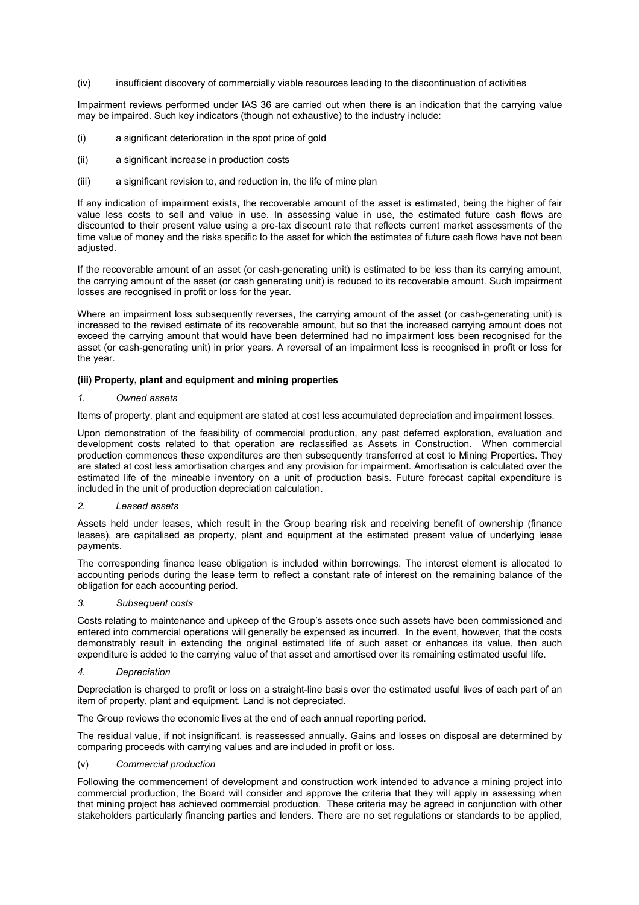(iv) insufficient discovery of commercially viable resources leading to the discontinuation of activities

Impairment reviews performed under IAS 36 are carried out when there is an indication that the carrying value may be impaired. Such key indicators (though not exhaustive) to the industry include:

(i) a significant deterioration in the spot price of gold

(ii) a significant increase in production costs

(iii) a significant revision to, and reduction in, the life of mine plan

If any indication of impairment exists, the recoverable amount of the asset is estimated, being the higher of fair value less costs to sell and value in use. In assessing value in use, the estimated future cash flows are discounted to their present value using a pre-tax discount rate that reflects current market assessments of the time value of money and the risks specific to the asset for which the estimates of future cash flows have not been adjusted.

If the recoverable amount of an asset (or cash-generating unit) is estimated to be less than its carrying amount, the carrying amount of the asset (or cash generating unit) is reduced to its recoverable amount. Such impairment losses are recognised in profit or loss for the year.

Where an impairment loss subsequently reverses, the carrying amount of the asset (or cash-generating unit) is increased to the revised estimate of its recoverable amount, but so that the increased carrying amount does not exceed the carrying amount that would have been determined had no impairment loss been recognised for the asset (or cash-generating unit) in prior years. A reversal of an impairment loss is recognised in profit or loss for the year.

**(iii) Property, plant and equipment and mining properties**

*1. Owned assets*

Items of property, plant and equipment are stated at cost less accumulated depreciation and impairment losses.

Upon demonstration of the feasibility of commercial production, any past deferred exploration, evaluation and development costs related to that operation are reclassified as Assets in Construction. When commercial production commences these expenditures are then subsequently transferred at cost to Mining Properties. They are stated at cost less amortisation charges and any provision for impairment. Amortisation is calculated over the estimated life of the mineable inventory on a unit of production basis. Future forecast capital expenditure is included in the unit of production depreciation calculation.

*2. Leased assets*

Assets held under leases, which result in the Group bearing risk and receiving benefit of ownership (finance leases), are capitalised as property, plant and equipment at the estimated present value of underlying lease payments.

The corresponding finance lease obligation is included within borrowings. The interest element is allocated to accounting periods during the lease term to reflect a constant rate of interest on the remaining balance of the obligation for each accounting period.

*3. Subsequent costs*

Costs relating to maintenance and upkeep of the Group's assets once such assets have been commissioned and entered into commercial operations will generally be expensed as incurred. In the event, however, that the costs demonstrably result in extending the original estimated life of such asset or enhances its value, then such expenditure is added to the carrying value of that asset and amortised over its remaining estimated useful life.

*4. Depreciation*

Depreciation is charged to profit or loss on a straight-line basis over the estimated useful lives of each part of an item of property, plant and equipment. Land is not depreciated.

The Group reviews the economic lives at the end of each annual reporting period.

The residual value, if not insignificant, is reassessed annually. Gains and losses on disposal are determined by comparing proceeds with carrying values and are included in profit or loss.

(v) *Commercial production*

Following the commencement of development and construction work intended to advance a mining project into commercial production, the Board will consider and approve the criteria that they will apply in assessing when that mining project has achieved commercial production. These criteria may be agreed in conjunction with other stakeholders particularly financing parties and lenders. There are no set regulations or standards to be applied,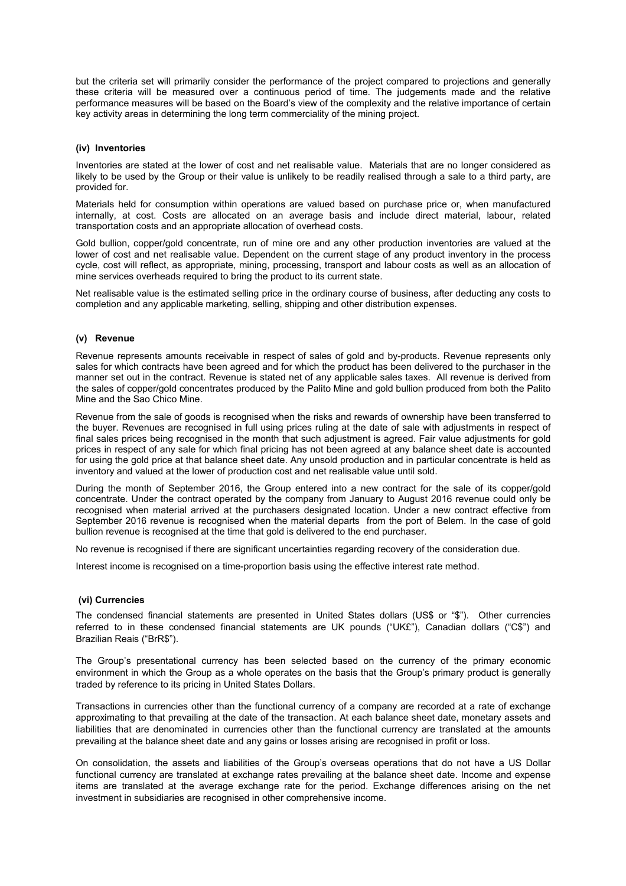but the criteria set will primarily consider the performance of the project compared to projections and generally these criteria will be measured over a continuous period of time. The judgements made and the relative performance measures will be based on the Board's view of the complexity and the relative importance of certain key activity areas in determining the long term commerciality of the mining project.

### (iv) Inventories

Inventories are stated at the lower of cost and net realisable value. Materials that are no longer considered as likely to be used by the Group or their value is unlikely to be readily realised through a sale to a third party, are provided for.

Materials held for consumption within operations are valued based on purchase price or, when manufactured internally, at cost. Costs are allocated on an average basis and include direct material, labour, related transportation costs and an appropriate allocation of overhead costs.

Gold bullion, copper/gold concentrate, run of mine ore and any other production inventories are valued at the lower of cost and net realisable value. Dependent on the current stage of any product inventory in the process cycle, cost will reflect, as appropriate, mining, processing, transport and labour costs as well as an allocation of mine services overheads required to bring the product to its current state.

Net realisable value is the estimated selling price in the ordinary course of business, after deducting any costs to completion and any applicable marketing, selling, shipping and other distribution expenses.

### (v) Revenue

Revenue represents amounts receivable in respect of sales of gold and by-products. Revenue represents only sales for which contracts have been agreed and for which the product has been delivered to the purchaser in the manner set out in the contract. Revenue is stated net of any applicable sales taxes. All revenue is derived from the sales of copper/gold concentrates produced by the Palito Mine and gold bullion produced from both the Palito Mine and the Sao Chico Mine.

Revenue from the sale of goods is recognised when the risks and rewards of ownership have been transferred to the buyer. Revenues are recognised in full using prices ruling at the date of sale with adjustments in respect of final sales prices being recognised in the month that such adjustment is agreed. Fair value adjustments for gold prices in respect of any sale for which final pricing has not been agreed at any balance sheet date is accounted for using the gold price at that balance sheet date. Any unsold production and in particular concentrate is held as inventory and valued at the lower of production cost and net realisable value until sold.

During the month of September 2016, the Group entered into a new contract for the sale of its copper/gold concentrate. Under the contract operated by the company from January to August 2016 revenue could only be recognised when material arrived at the purchasers designated location. Under a new contract effective from September 2016 revenue is recognised when the material departs from the port of Belem. In the case of gold bullion revenue is recognised at the time that gold is delivered to the end purchaser.

No revenue is recognised if there are significant uncertainties regarding recovery of the consideration due.

Interest income is recognised on a time-proportion basis using the effective interest rate method.

### (vi) Currencies

The condensed financial statements are presented in United States dollars (US$ or "$"). Other currencies referred to in these condensed financial statements are UK pounds ("UK£"), Canadian dollars ("C$") and Brazilian Reais ("BrR$").

The Group's presentational currency has been selected based on the currency of the primary economic environment in which the Group as a whole operates on the basis that the Group's primary product is generally traded by reference to its pricing in United States Dollars.

Transactions in currencies other than the functional currency of a company are recorded at a rate of exchange approximating to that prevailing at the date of the transaction. At each balance sheet date, monetary assets and liabilities that are denominated in currencies other than the functional currency are translated at the amounts prevailing at the balance sheet date and any gains or losses arising are recognised in profit or loss.

On consolidation, the assets and liabilities of the Group's overseas operations that do not have a US Dollar functional currency are translated at exchange rates prevailing at the balance sheet date. Income and expense items are translated at the average exchange rate for the period. Exchange differences arising on the net investment in subsidiaries are recognised in other comprehensive income.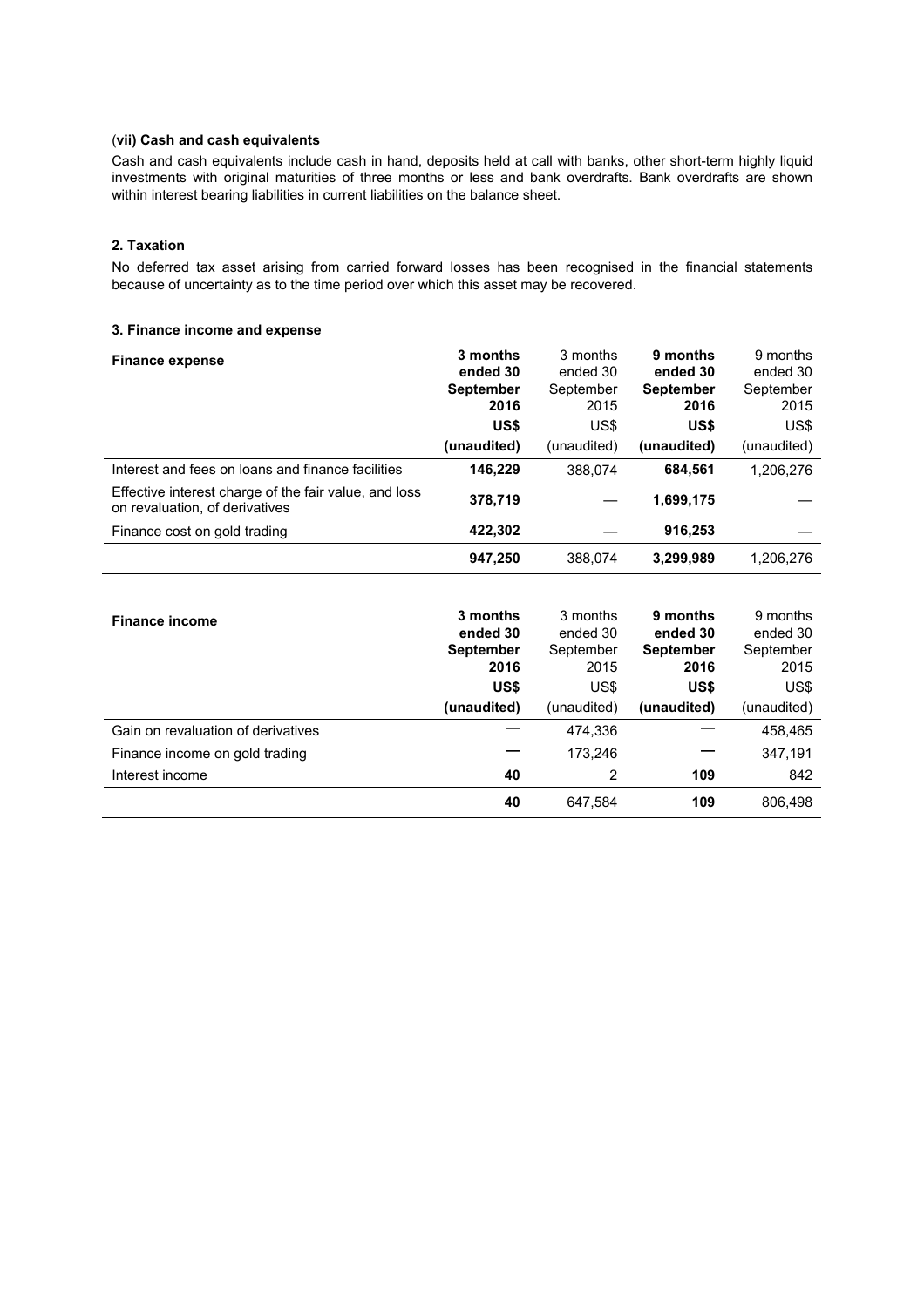**(vii) Cash and cash equivalents**

Cash and cash equivalents include cash in hand, deposits held at call with banks, other short-term highly liquid investments with original maturities of three months or less and bank overdrafts. Bank overdrafts are shown within interest bearing liabilities in current liabilities on the balance sheet.

**2. Taxation**

No deferred tax asset arising from carried forward losses has been recognised in the financial statements because of uncertainty as to the time period over which this asset may be recovered.

**3. Finance income and expense**

| **Finance expense** | **3 months ended 30 September 2016 US$ (unaudited)** | 3 months ended 30 September 2015 US$ (unaudited) | **9 months ended 30 September 2016 US$ (unaudited)** | 9 months ended 30 September 2015 US$ (unaudited) |
|---|---|---|---|---|
| Interest and fees on loans and finance facilities | **146,229** | 388,074 | **684,561** | 1,206,276 |
| Effective interest charge of the fair value, and loss on revaluation, of derivatives | **378,719** | — | **1,699,175** | — |
| Finance cost on gold trading | **422,302** | — | **916,253** | — |
| | **947,250** | 388,074 | **3,299,989** | 1,206,276 |

| **Finance income** | **3 months ended 30 September 2016 US$ (unaudited)** | 3 months ended 30 September 2015 US$ (unaudited) | **9 months ended 30 September 2016 US$ (unaudited)** | 9 months ended 30 September 2015 US$ (unaudited) |
|---|---|---|---|---|
| Gain on revaluation of derivatives | — | 474,336 | — | 458,465 |
| Finance income on gold trading | — | 173,246 | — | 347,191 |
| Interest income | **40** | 2 | **109** | 842 |
| | **40** | 647,584 | **109** | 806,498 |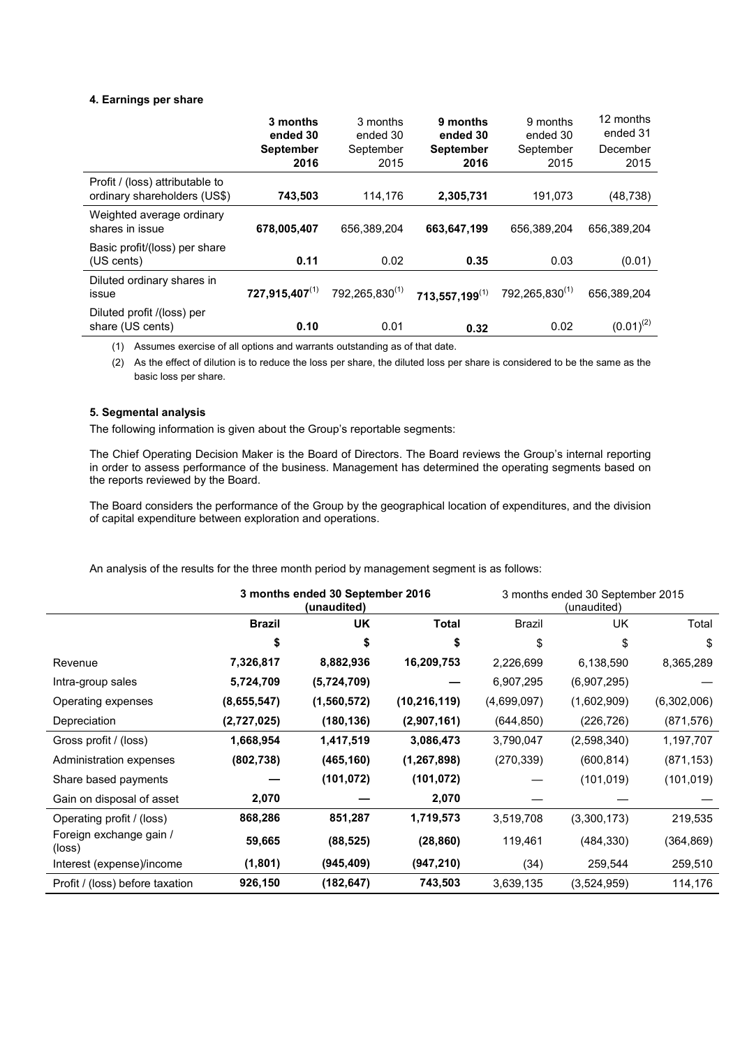#### 4. Earnings per share

| | **3 months ended 30 September 2016** | 3 months ended 30 September 2015 | **9 months ended 30 September 2016** | 9 months ended 30 September 2015 | 12 months ended 31 December 2015 |
|---|---|---|---|---|---|
| Profit / (loss) attributable to ordinary shareholders (US$) | **743,503** | 114,176 | **2,305,731** | 191,073 | (48,738) |
| Weighted average ordinary shares in issue | **678,005,407** | 656,389,204 | **663,647,199** | 656,389,204 | 656,389,204 |
| Basic profit/(loss) per share (US cents) | **0.11** | 0.02 | **0.35** | 0.03 | (0.01) |
| Diluted ordinary shares in issue | **727,915,407**(1) | 792,265,830(1) | **713,557,199**(1) | 792,265,830(1) | 656,389,204 |
| Diluted profit /(loss) per share (US cents) | **0.10** | 0.01 | **0.32** | 0.02 | (0.01)(2) |

(1) Assumes exercise of all options and warrants outstanding as of that date.

(2) As the effect of dilution is to reduce the loss per share, the diluted loss per share is considered to be the same as the basic loss per share.

#### 5. Segmental analysis

The following information is given about the Group's reportable segments:

The Chief Operating Decision Maker is the Board of Directors. The Board reviews the Group's internal reporting in order to assess performance of the business. Management has determined the operating segments based on the reports reviewed by the Board.

The Board considers the performance of the Group by the geographical location of expenditures, and the division of capital expenditure between exploration and operations.

An analysis of the results for the three month period by management segment is as follows:

| | **3 months ended 30 September 2016 (unaudited)** | | | 3 months ended 30 September 2015 (unaudited) | | |
|---|---|---|---|---|---|---|
| | **Brazil** | **UK** | **Total** | Brazil | UK | Total |
| | **$** | **$** | **$** | $ | $ | $ |
| Revenue | **7,326,817** | **8,882,936** | **16,209,753** | 2,226,699 | 6,138,590 | 8,365,289 |
| Intra-group sales | **5,724,709** | **(5,724,709)** | **—** | 6,907,295 | (6,907,295) | — |
| Operating expenses | **(8,655,547)** | **(1,560,572)** | **(10,216,119)** | (4,699,097) | (1,602,909) | (6,302,006) |
| Depreciation | **(2,727,025)** | **(180,136)** | **(2,907,161)** | (644,850) | (226,726) | (871,576) |
| Gross profit / (loss) | **1,668,954** | **1,417,519** | **3,086,473** | 3,790,047 | (2,598,340) | 1,197,707 |
| Administration expenses | **(802,738)** | **(465,160)** | **(1,267,898)** | (270,339) | (600,814) | (871,153) |
| Share based payments | **—** | **(101,072)** | **(101,072)** | — | (101,019) | (101,019) |
| Gain on disposal of asset | **2,070** | **—** | **2,070** | — | — | — |
| Operating profit / (loss) | **868,286** | **851,287** | **1,719,573** | 3,519,708 | (3,300,173) | 219,535 |
| Foreign exchange gain / (loss) | **59,665** | **(88,525)** | **(28,860)** | 119,461 | (484,330) | (364,869) |
| Interest (expense)/income | **(1,801)** | **(945,409)** | **(947,210)** | (34) | 259,544 | 259,510 |
| Profit / (loss) before taxation | **926,150** | **(182,647)** | **743,503** | 3,639,135 | (3,524,959) | 114,176 |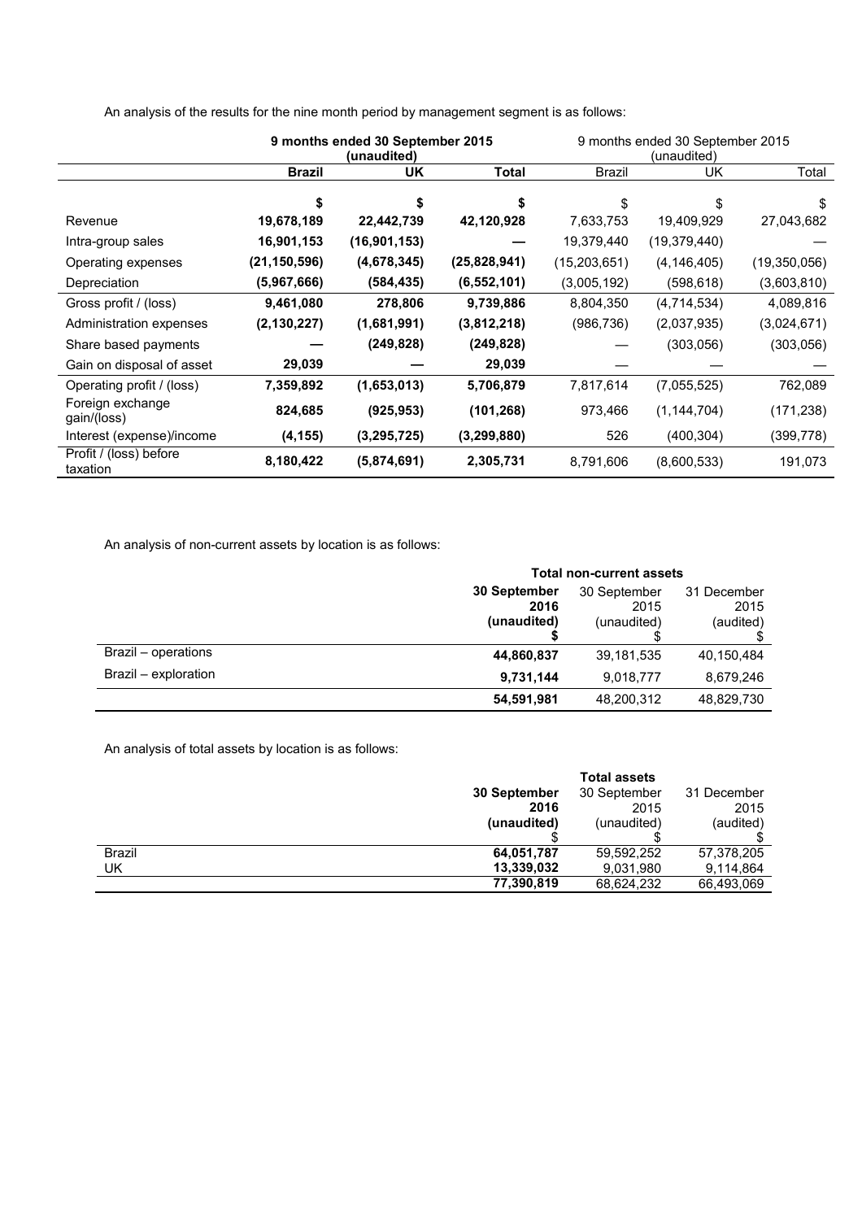An analysis of the results for the nine month period by management segment is as follows:

| | **9 months ended 30 September 2015 (unaudited)** | | | 9 months ended 30 September 2015 (unaudited) | | |
|---|---|---|---|---|---|---|
| | **Brazil** | **UK** | **Total** | Brazil | UK | Total |
| | **$** | **$** | **$** | $ | $ | $ |
| Revenue | **19,678,189** | **22,442,739** | **42,120,928** | 7,633,753 | 19,409,929 | 27,043,682 |
| Intra-group sales | **16,901,153** | **(16,901,153)** | **—** | 19,379,440 | (19,379,440) | — |
| Operating expenses | **(21,150,596)** | **(4,678,345)** | **(25,828,941)** | (15,203,651) | (4,146,405) | (19,350,056) |
| Depreciation | **(5,967,666)** | **(584,435)** | **(6,552,101)** | (3,005,192) | (598,618) | (3,603,810) |
| Gross profit / (loss) | **9,461,080** | **278,806** | **9,739,886** | 8,804,350 | (4,714,534) | 4,089,816 |
| Administration expenses | **(2,130,227)** | **(1,681,991)** | **(3,812,218)** | (986,736) | (2,037,935) | (3,024,671) |
| Share based payments | **—** | **(249,828)** | **(249,828)** | — | (303,056) | (303,056) |
| Gain on disposal of asset | **29,039** | **—** | **29,039** | — | — | — |
| Operating profit / (loss) | **7,359,892** | **(1,653,013)** | **5,706,879** | 7,817,614 | (7,055,525) | 762,089 |
| Foreign exchange gain/(loss) | **824,685** | **(925,953)** | **(101,268)** | 973,466 | (1,144,704) | (171,238) |
| Interest (expense)/income | **(4,155)** | **(3,295,725)** | **(3,299,880)** | 526 | (400,304) | (399,778) |
| Profit / (loss) before taxation | **8,180,422** | **(5,874,691)** | **2,305,731** | 8,791,606 | (8,600,533) | 191,073 |

An analysis of non-current assets by location is as follows:

| | **Total non-current assets** | | |
|---|---|---|---|
| | **30 September 2016 (unaudited)** | 30 September 2015 (unaudited) | 31 December 2015 (audited) |
| | **$** | $ | $ |
| Brazil – operations | **44,860,837** | 39,181,535 | 40,150,484 |
| Brazil – exploration | **9,731,144** | 9,018,777 | 8,679,246 |
| | **54,591,981** | 48,200,312 | 48,829,730 |

An analysis of total assets by location is as follows:

| | **Total assets** | | |
|---|---|---|---|
| | **30 September 2016 (unaudited)** | 30 September 2015 (unaudited) | 31 December 2015 (audited) |
| | $ | $ | $ |
| Brazil | **64,051,787** | 59,592,252 | 57,378,205 |
| UK | **13,339,032** | 9,031,980 | 9,114,864 |
| | **77,390,819** | 68,624,232 | 66,493,069 |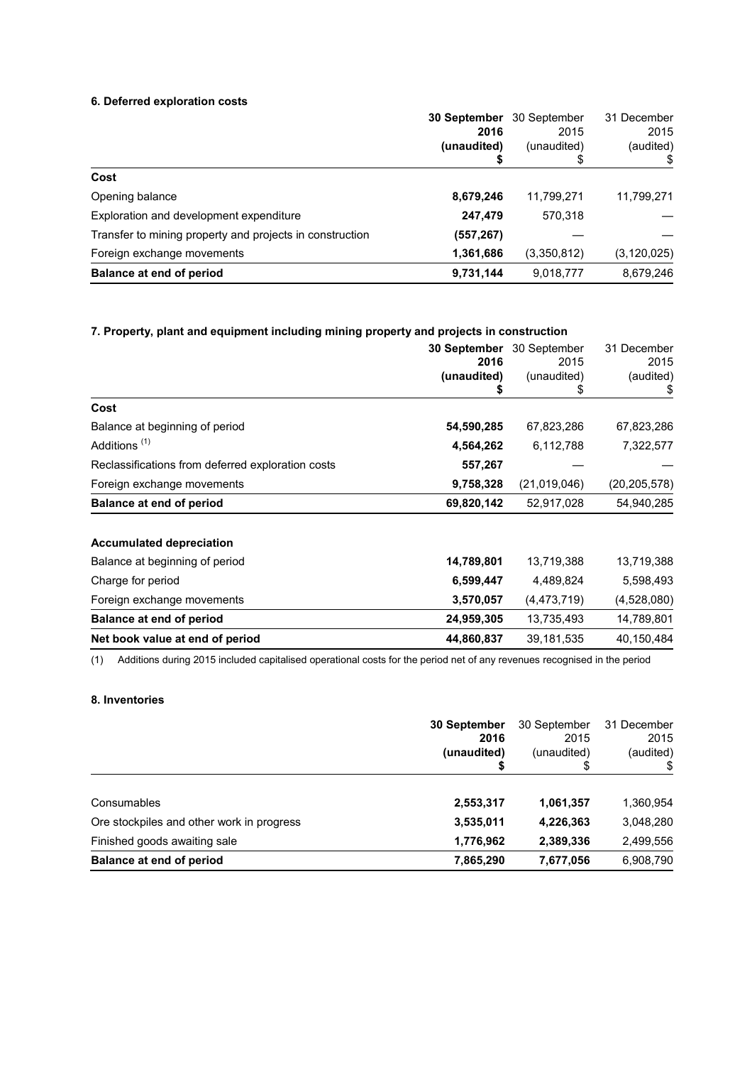### 6. Deferred exploration costs

| | **30 September 2016 (unaudited) $** | 30 September 2015 (unaudited) $ | 31 December 2015 (audited) $ |
|---|---|---|---|
| **Cost** | | | |
| Opening balance | **8,679,246** | 11,799,271 | 11,799,271 |
| Exploration and development expenditure | **247,479** | 570,318 | — |
| Transfer to mining property and projects in construction | **(557,267)** | — | — |
| Foreign exchange movements | **1,361,686** | (3,350,812) | (3,120,025) |
| **Balance at end of period** | **9,731,144** | 9,018,777 | 8,679,246 |

### 7. Property, plant and equipment including mining property and projects in construction

| | **30 September 2016 (unaudited) $** | 30 September 2015 (unaudited) $ | 31 December 2015 (audited) $ |
|---|---|---|---|
| **Cost** | | | |
| Balance at beginning of period | **54,590,285** | 67,823,286 | 67,823,286 |
| Additions (1) | **4,564,262** | 6,112,788 | 7,322,577 |
| Reclassifications from deferred exploration costs | **557,267** | — | — |
| Foreign exchange movements | **9,758,328** | (21,019,046) | (20,205,578) |
| **Balance at end of period** | **69,820,142** | 52,917,028 | 54,940,285 |
| | | | |
| **Accumulated depreciation** | | | |
| Balance at beginning of period | **14,789,801** | 13,719,388 | 13,719,388 |
| Charge for period | **6,599,447** | 4,489,824 | 5,598,493 |
| Foreign exchange movements | **3,570,057** | (4,473,719) | (4,528,080) |
| **Balance at end of period** | **24,959,305** | 13,735,493 | 14,789,801 |
| **Net book value at end of period** | **44,860,837** | 39,181,535 | 40,150,484 |

(1) Additions during 2015 included capitalised operational costs for the period net of any revenues recognised in the period

### 8. Inventories

| | **30 September 2016 (unaudited) $** | 30 September 2015 (unaudited) $ | 31 December 2015 (audited) $ |
|---|---|---|---|
| Consumables | **2,553,317** | **1,061,357** | 1,360,954 |
| Ore stockpiles and other work in progress | **3,535,011** | **4,226,363** | 3,048,280 |
| Finished goods awaiting sale | **1,776,962** | **2,389,336** | 2,499,556 |
| **Balance at end of period** | **7,865,290** | **7,677,056** | 6,908,790 |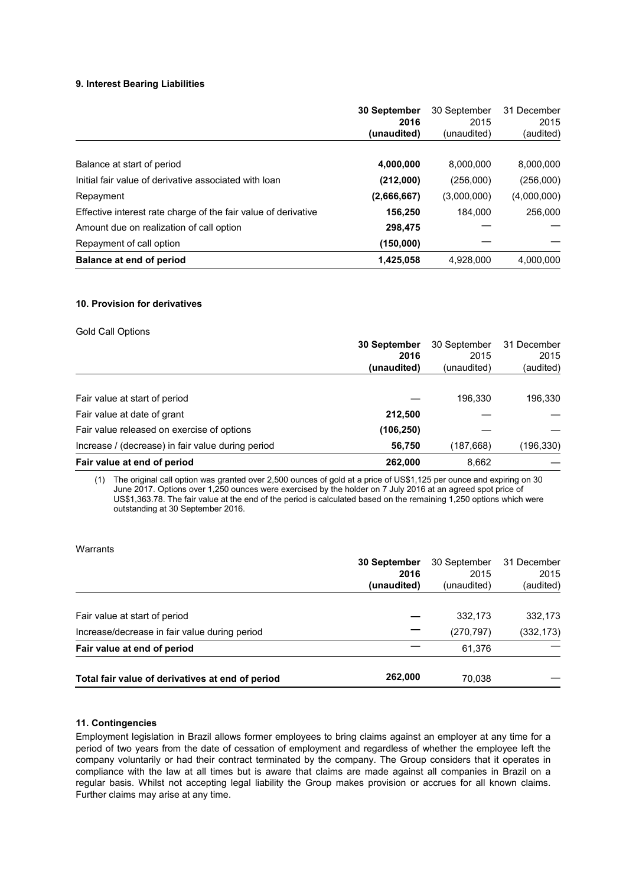### 9. Interest Bearing Liabilities

| | **30 September 2016 (unaudited)** | 30 September 2015 (unaudited) | 31 December 2015 (audited) |
|---|---|---|---|
| Balance at start of period | **4,000,000** | 8,000,000 | 8,000,000 |
| Initial fair value of derivative associated with loan | **(212,000)** | (256,000) | (256,000) |
| Repayment | **(2,666,667)** | (3,000,000) | (4,000,000) |
| Effective interest rate charge of the fair value of derivative | **156,250** | 184,000 | 256,000 |
| Amount due on realization of call option | **298,475** | — | — |
| Repayment of call option | **(150,000)** | — | — |
| **Balance at end of period** | **1,425,058** | 4,928,000 | 4,000,000 |

### 10. Provision for derivatives

Gold Call Options

| | **30 September 2016 (unaudited)** | 30 September 2015 (unaudited) | 31 December 2015 (audited) |
|---|---|---|---|
| Fair value at start of period | — | 196,330 | 196,330 |
| Fair value at date of grant | **212,500** | — | — |
| Fair value released on exercise of options | **(106,250)** | — | — |
| Increase / (decrease) in fair value during period | **56,750** | (187,668) | (196,330) |
| **Fair value at end of period** | **262,000** | 8,662 | — |

(1) The original call option was granted over 2,500 ounces of gold at a price of US$1,125 per ounce and expiring on 30 June 2017. Options over 1,250 ounces were exercised by the holder on 7 July 2016 at an agreed spot price of US$1,363.78. The fair value at the end of the period is calculated based on the remaining 1,250 options which were outstanding at 30 September 2016.

Warrants

| | **30 September 2016 (unaudited)** | 30 September 2015 (unaudited) | 31 December 2015 (audited) |
|---|---|---|---|
| Fair value at start of period | — | 332,173 | 332,173 |
| Increase/decrease in fair value during period | — | (270,797) | (332,173) |
| **Fair value at end of period** | — | 61,376 | — |
| **Total fair value of derivatives at end of period** | 262,000 | 70,038 | — |

### 11. Contingencies

Employment legislation in Brazil allows former employees to bring claims against an employer at any time for a period of two years from the date of cessation of employment and regardless of whether the employee left the company voluntarily or had their contract terminated by the company. The Group considers that it operates in compliance with the law at all times but is aware that claims are made against all companies in Brazil on a regular basis. Whilst not accepting legal liability the Group makes provision or accrues for all known claims. Further claims may arise at any time.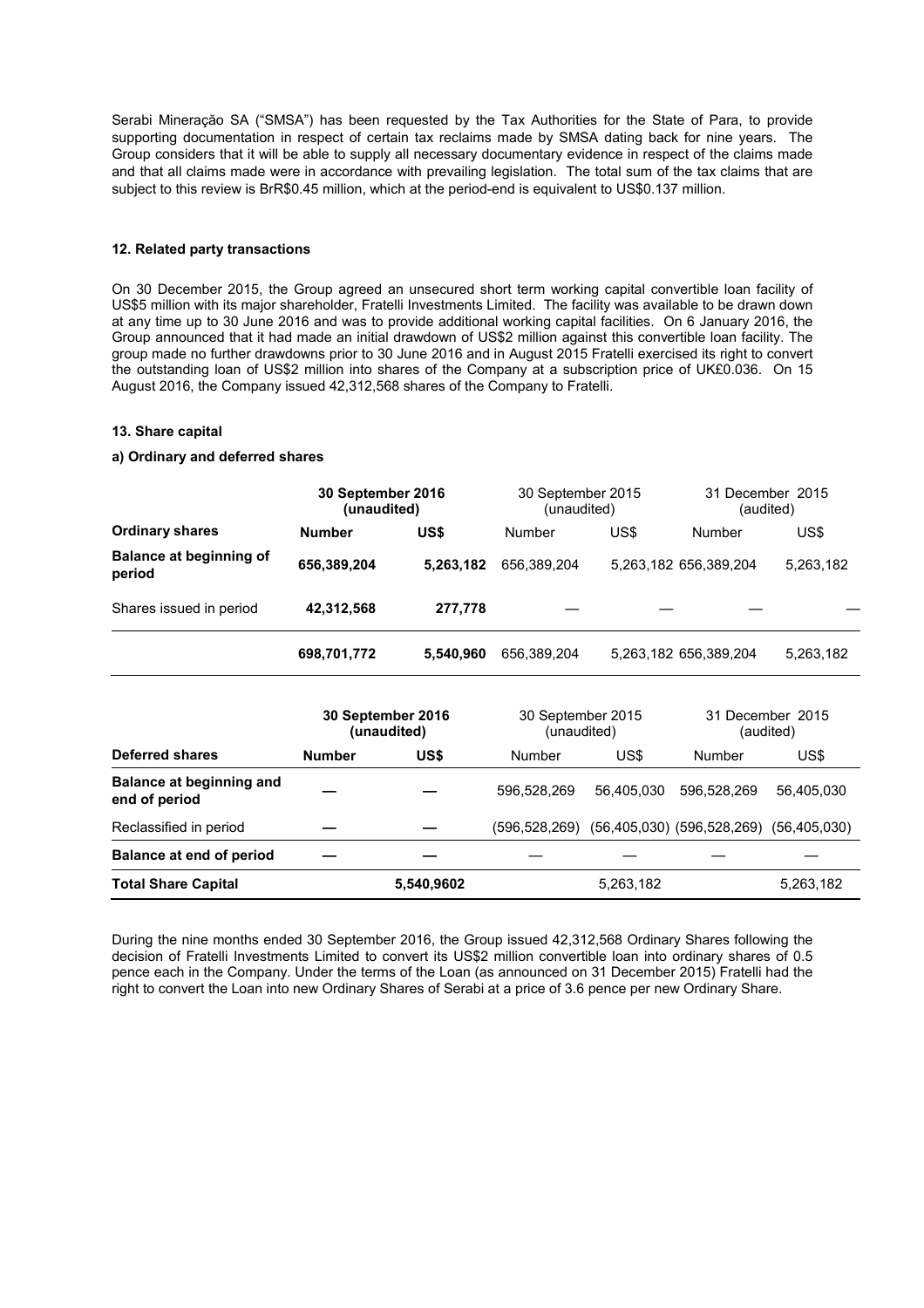Serabi Mineração SA ("SMSA") has been requested by the Tax Authorities for the State of Para, to provide supporting documentation in respect of certain tax reclaims made by SMSA dating back for nine years. The Group considers that it will be able to supply all necessary documentary evidence in respect of the claims made and that all claims made were in accordance with prevailing legislation. The total sum of the tax claims that are subject to this review is BrR$0.45 million, which at the period-end is equivalent to US$0.137 million.

#### 12. Related party transactions

On 30 December 2015, the Group agreed an unsecured short term working capital convertible loan facility of US$5 million with its major shareholder, Fratelli Investments Limited. The facility was available to be drawn down at any time up to 30 June 2016 and was to provide additional working capital facilities. On 6 January 2016, the Group announced that it had made an initial drawdown of US$2 million against this convertible loan facility. The group made no further drawdowns prior to 30 June 2016 and in August 2015 Fratelli exercised its right to convert the outstanding loan of US$2 million into shares of the Company at a subscription price of UK£0.036. On 15 August 2016, the Company issued 42,312,568 shares of the Company to Fratelli.

#### 13. Share capital

##### a) Ordinary and deferred shares

| | **30 September 2016 (unaudited)** | | 30 September 2015 (unaudited) | | 31 December 2015 (audited) | |
|---|---|---|---|---|---|---|
| **Ordinary shares** | **Number** | **US$** | Number | US$ | Number | US$ |
| **Balance at beginning of period** | **656,389,204** | **5,263,182** | 656,389,204 | 5,263,182 | 656,389,204 | 5,263,182 |
| Shares issued in period | **42,312,568** | **277,778** | — | — | — | — |
| | **698,701,772** | **5,540,960** | 656,389,204 | 5,263,182 | 656,389,204 | 5,263,182 |

| | **30 September 2016 (unaudited)** | | 30 September 2015 (unaudited) | | 31 December 2015 (audited) | |
|---|---|---|---|---|---|---|
| **Deferred shares** | **Number** | **US$** | Number | US$ | Number | US$ |
| **Balance at beginning and end of period** | **—** | **—** | 596,528,269 | 56,405,030 | 596,528,269 | 56,405,030 |
| Reclassified in period | **—** | **—** | (596,528,269) | (56,405,030) | (596,528,269) | (56,405,030) |
| **Balance at end of period** | **—** | **—** | — | — | — | — |
| **Total Share Capital** | | **5,540,9602** | | 5,263,182 | | 5,263,182 |

During the nine months ended 30 September 2016, the Group issued 42,312,568 Ordinary Shares following the decision of Fratelli Investments Limited to convert its US$2 million convertible loan into ordinary shares of 0.5 pence each in the Company. Under the terms of the Loan (as announced on 31 December 2015) Fratelli had the right to convert the Loan into new Ordinary Shares of Serabi at a price of 3.6 pence per new Ordinary Share.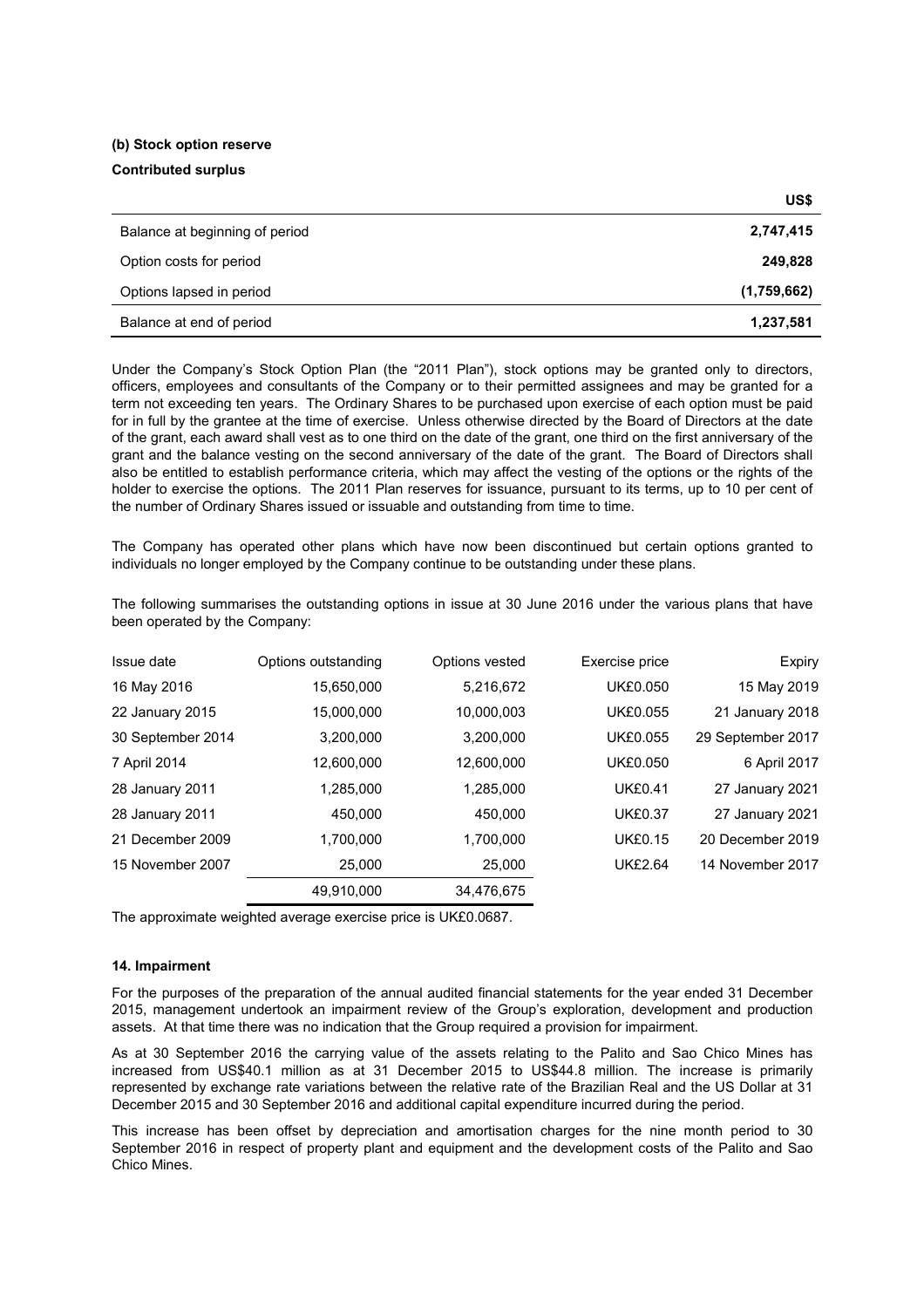**(b) Stock option reserve**

**Contributed surplus**

| | US$ |
|---|---|
| Balance at beginning of period | **2,747,415** |
| Option costs for period | **249,828** |
| Options lapsed in period | **(1,759,662)** |
| Balance at end of period | **1,237,581** |

Under the Company's Stock Option Plan (the "2011 Plan"), stock options may be granted only to directors, officers, employees and consultants of the Company or to their permitted assignees and may be granted for a term not exceeding ten years. The Ordinary Shares to be purchased upon exercise of each option must be paid for in full by the grantee at the time of exercise. Unless otherwise directed by the Board of Directors at the date of the grant, each award shall vest as to one third on the date of the grant, one third on the first anniversary of the grant and the balance vesting on the second anniversary of the date of the grant. The Board of Directors shall also be entitled to establish performance criteria, which may affect the vesting of the options or the rights of the holder to exercise the options. The 2011 Plan reserves for issuance, pursuant to its terms, up to 10 per cent of the number of Ordinary Shares issued or issuable and outstanding from time to time.

The Company has operated other plans which have now been discontinued but certain options granted to individuals no longer employed by the Company continue to be outstanding under these plans.

The following summarises the outstanding options in issue at 30 June 2016 under the various plans that have been operated by the Company:

| Issue date | Options outstanding | Options vested | Exercise price | Expiry |
|---|---|---|---|---|
| 16 May 2016 | 15,650,000 | 5,216,672 | UK£0.050 | 15 May 2019 |
| 22 January 2015 | 15,000,000 | 10,000,003 | UK£0.055 | 21 January 2018 |
| 30 September 2014 | 3,200,000 | 3,200,000 | UK£0.055 | 29 September 2017 |
| 7 April 2014 | 12,600,000 | 12,600,000 | UK£0.050 | 6 April 2017 |
| 28 January 2011 | 1,285,000 | 1,285,000 | UK£0.41 | 27 January 2021 |
| 28 January 2011 | 450,000 | 450,000 | UK£0.37 | 27 January 2021 |
| 21 December 2009 | 1,700,000 | 1,700,000 | UK£0.15 | 20 December 2019 |
| 15 November 2007 | 25,000 | 25,000 | UK£2.64 | 14 November 2017 |
| | 49,910,000 | 34,476,675 | | |

The approximate weighted average exercise price is UK£0.0687.

**14. Impairment**

For the purposes of the preparation of the annual audited financial statements for the year ended 31 December 2015, management undertook an impairment review of the Group's exploration, development and production assets. At that time there was no indication that the Group required a provision for impairment.

As at 30 September 2016 the carrying value of the assets relating to the Palito and Sao Chico Mines has increased from US$40.1 million as at 31 December 2015 to US$44.8 million. The increase is primarily represented by exchange rate variations between the relative rate of the Brazilian Real and the US Dollar at 31 December 2015 and 30 September 2016 and additional capital expenditure incurred during the period.

This increase has been offset by depreciation and amortisation charges for the nine month period to 30 September 2016 in respect of property plant and equipment and the development costs of the Palito and Sao Chico Mines.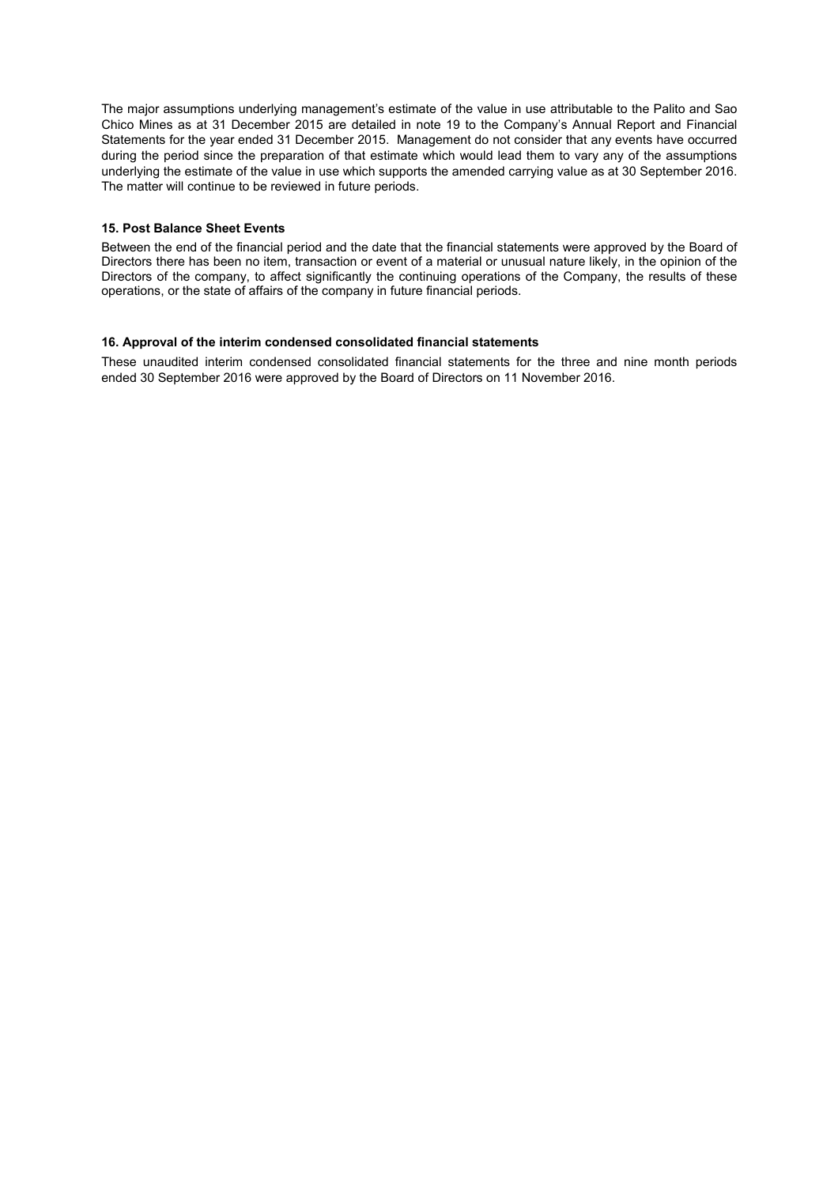The major assumptions underlying management's estimate of the value in use attributable to the Palito and Sao Chico Mines as at 31 December 2015 are detailed in note 19 to the Company's Annual Report and Financial Statements for the year ended 31 December 2015. Management do not consider that any events have occurred during the period since the preparation of that estimate which would lead them to vary any of the assumptions underlying the estimate of the value in use which supports the amended carrying value as at 30 September 2016. The matter will continue to be reviewed in future periods.

### 15. Post Balance Sheet Events

Between the end of the financial period and the date that the financial statements were approved by the Board of Directors there has been no item, transaction or event of a material or unusual nature likely, in the opinion of the Directors of the company, to affect significantly the continuing operations of the Company, the results of these operations, or the state of affairs of the company in future financial periods.

### 16. Approval of the interim condensed consolidated financial statements

These unaudited interim condensed consolidated financial statements for the three and nine month periods ended 30 September 2016 were approved by the Board of Directors on 11 November 2016.